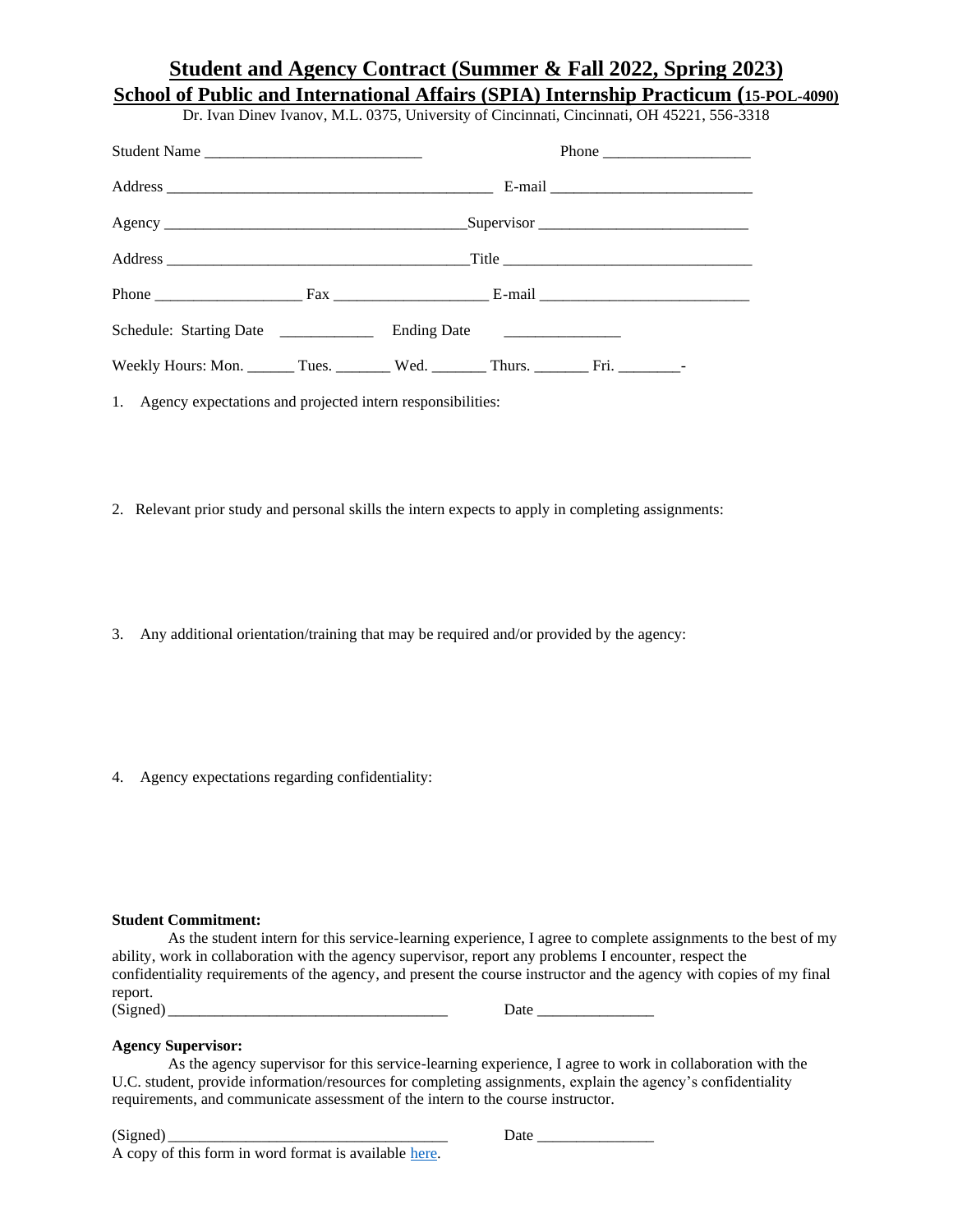# Student and Agency Contract (Summer & Fall 2022, Spring 2023)

## School of Public and International Affairs (SPIA) Internship Practicum (15-POL-4090)

Dr. Ivan Dinev Ivanov, M.L. 0375, University of Cincinnati, Cincinnati, OH 45221, 556-3318

Student Name ____________________________ Phone ___________________

Address __________________________________________ E-mail __________________________

Agency ______________________________________Supervisor ___________________________

Address ______________________________________Title ________________________________

Phone ___________________ Fax ____________________ E-mail ___________________________

Schedule: Starting Date ____________ Ending Date _______________

Weekly Hours: Mon. ______ Tues. _______ Wed. _______ Thurs. _______ Fri. ________-

1. Agency expectations and projected intern responsibilities:

2. Relevant prior study and personal skills the intern expects to apply in completing assignments:

3. Any additional orientation/training that may be required and/or provided by the agency:

4. Agency expectations regarding confidentiality:

**Student Commitment:**

As the student intern for this service-learning experience, I agree to complete assignments to the best of my ability, work in collaboration with the agency supervisor, report any problems I encounter, respect the confidentiality requirements of the agency, and present the course instructor and the agency with copies of my final report.

(Signed) ____________________________________ Date _______________

**Agency Supervisor:**

As the agency supervisor for this service-learning experience, I agree to work in collaboration with the U.C. student, provide information/resources for completing assignments, explain the agency's confidentiality requirements, and communicate assessment of the intern to the course instructor.

(Signed) ____________________________________ Date _______________

A copy of this form in word format is available here.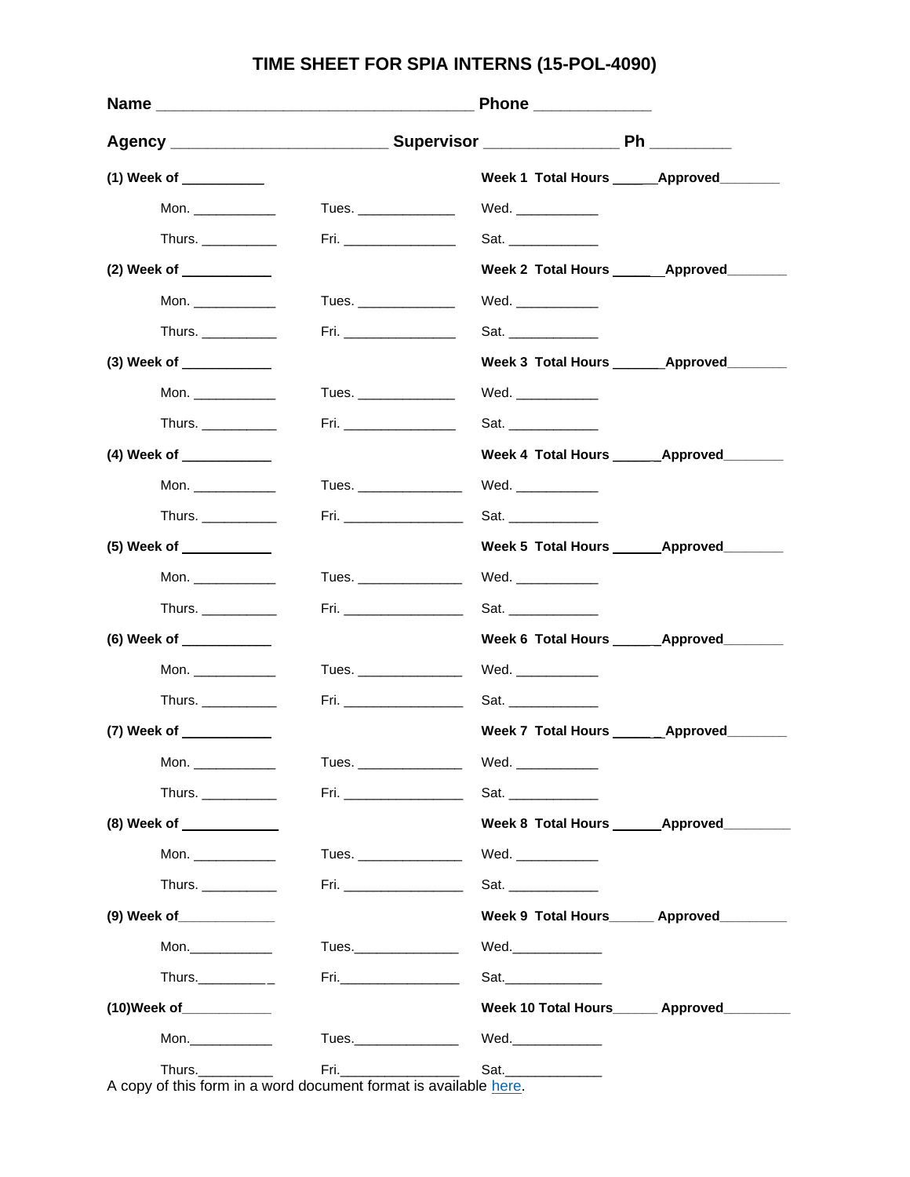# TIME SHEET FOR SPIA INTERNS (15-POL-4090)

**Name** ___________________________________ **Phone** ____________

**Agency** _______________________ **Supervisor** ______________ **Ph** _________

**(1) Week of** __________ **Week 1 Total Hours** _____**Approved**_______

Mon. __________ Tues. ____________ Wed. __________

Thurs. _________ Fri. ______________ Sat. ___________

**(2) Week of** ___________ **Week 2 Total Hours** ______**Approved**_______

Mon. __________ Tues. ____________ Wed. __________

Thurs. _________ Fri. ______________ Sat. ___________

**(3) Week of** ___________ **Week 3 Total Hours** ______**Approved**_______

Mon. __________ Tues. ____________ Wed. __________

Thurs. _________ Fri. ______________ Sat. ___________

**(4) Week of** ___________ **Week 4 Total Hours** ______**Approved**_______

Mon. __________ Tues. _____________ Wed. __________

Thurs. _________ Fri. _______________ Sat. ___________

**(5) Week of** ___________ **Week 5 Total Hours** ______**Approved**_______

Mon. __________ Tues. _____________ Wed. __________

Thurs. _________ Fri. _______________ Sat. ___________

**(6) Week of** ___________ **Week 6 Total Hours** ______**Approved**_______

Mon. __________ Tues. _____________ Wed. __________

Thurs. _________ Fri. _______________ Sat. ___________

**(7) Week of** ___________ **Week 7 Total Hours** ______**Approved**_______

Mon. __________ Tues. _____________ Wed. __________

Thurs. _________ Fri. _______________ Sat. ___________

**(8) Week of** ____________ **Week 8 Total Hours** ______**Approved**________

Mon. __________ Tues. _____________ Wed. __________

Thurs. _________ Fri. _______________ Sat. ___________

**(9) Week of**____________ **Week 9 Total Hours**______ **Approved**________

Mon.___________ Tues.______________ Wed.___________

Thurs.__________ Fri.________________ Sat.____________

**(10)Week of**___________ **Week 10 Total Hours**______ **Approved**________

Mon.___________ Tues.______________ Wed.___________

Thurs.__________ Fri.________________ Sat.____________

A copy of this form in a word document format is available here.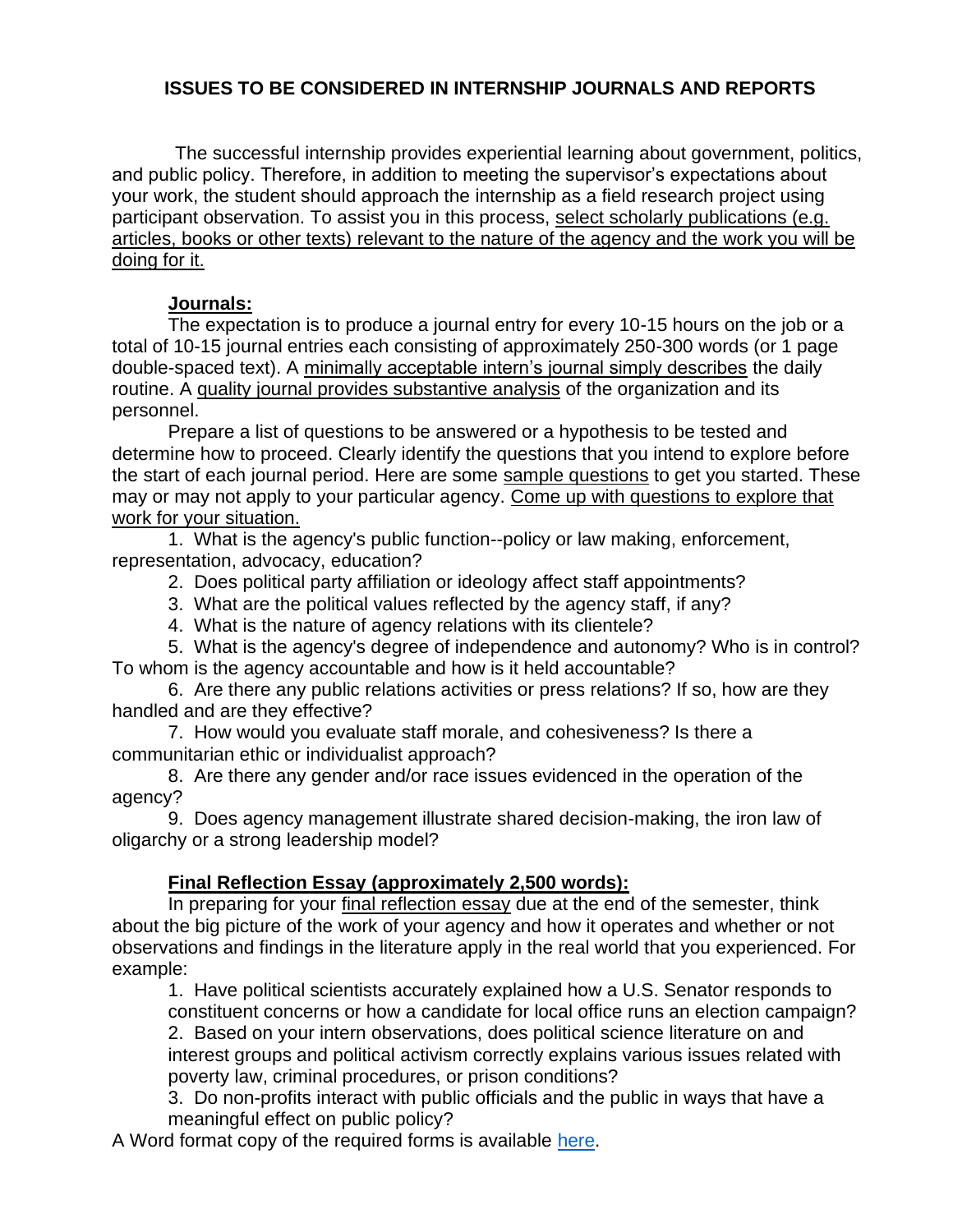## ISSUES TO BE CONSIDERED IN INTERNSHIP JOURNALS AND REPORTS

The successful internship provides experiential learning about government, politics, and public policy. Therefore, in addition to meeting the supervisor's expectations about your work, the student should approach the internship as a field research project using participant observation. To assist you in this process, select scholarly publications (e.g. articles, books or other texts) relevant to the nature of the agency and the work you will be doing for it.

### Journals:

The expectation is to produce a journal entry for every 10-15 hours on the job or a total of 10-15 journal entries each consisting of approximately 250-300 words (or 1 page double-spaced text). A minimally acceptable intern's journal simply describes the daily routine. A quality journal provides substantive analysis of the organization and its personnel.

Prepare a list of questions to be answered or a hypothesis to be tested and determine how to proceed. Clearly identify the questions that you intend to explore before the start of each journal period. Here are some sample questions to get you started. These may or may not apply to your particular agency. Come up with questions to explore that work for your situation.

1. What is the agency's public function--policy or law making, enforcement, representation, advocacy, education?
2. Does political party affiliation or ideology affect staff appointments?
3. What are the political values reflected by the agency staff, if any?
4. What is the nature of agency relations with its clientele?
5. What is the agency's degree of independence and autonomy? Who is in control? To whom is the agency accountable and how is it held accountable?
6. Are there any public relations activities or press relations? If so, how are they handled and are they effective?
7. How would you evaluate staff morale, and cohesiveness? Is there a communitarian ethic or individualist approach?
8. Are there any gender and/or race issues evidenced in the operation of the agency?
9. Does agency management illustrate shared decision-making, the iron law of oligarchy or a strong leadership model?

### Final Reflection Essay (approximately 2,500 words):

In preparing for your final reflection essay due at the end of the semester, think about the big picture of the work of your agency and how it operates and whether or not observations and findings in the literature apply in the real world that you experienced. For example:

1. Have political scientists accurately explained how a U.S. Senator responds to constituent concerns or how a candidate for local office runs an election campaign?
2. Based on your intern observations, does political science literature on and interest groups and political activism correctly explains various issues related with poverty law, criminal procedures, or prison conditions?
3. Do non-profits interact with public officials and the public in ways that have a meaningful effect on public policy?

A Word format copy of the required forms is available here.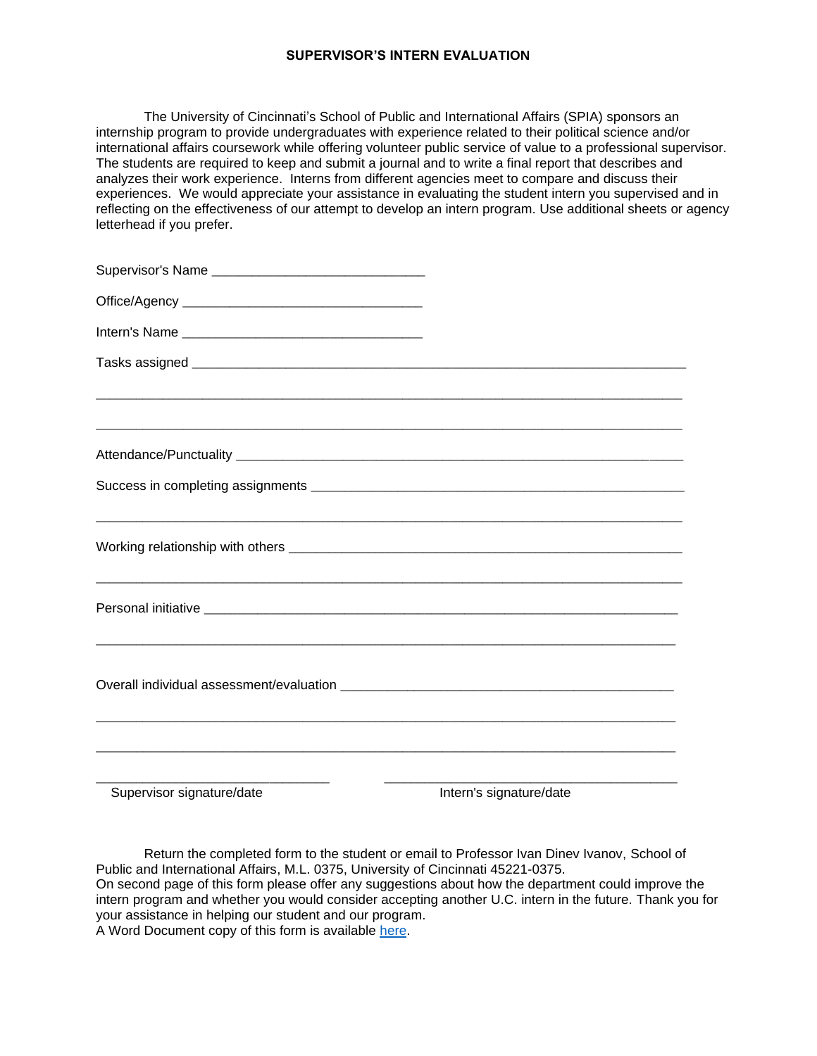## SUPERVISOR'S INTERN EVALUATION

The University of Cincinnati's School of Public and International Affairs (SPIA) sponsors an internship program to provide undergraduates with experience related to their political science and/or international affairs coursework while offering volunteer public service of value to a professional supervisor. The students are required to keep and submit a journal and to write a final report that describes and analyzes their work experience. Interns from different agencies meet to compare and discuss their experiences. We would appreciate your assistance in evaluating the student intern you supervised and in reflecting on the effectiveness of our attempt to develop an intern program. Use additional sheets or agency letterhead if you prefer.

Supervisor's Name ______________________________

Office/Agency _________________________________

Intern's Name _________________________________

Tasks assigned ______________________________________________________________________

_________________________________________________________________________________

_________________________________________________________________________________

Attendance/Punctuality ___________________________________________________________

Success in completing assignments _________________________________________________

_________________________________________________________________________________

Working relationship with others ___________________________________________________

_________________________________________________________________________________

Personal initiative _______________________________________________________________

_________________________________________________________________________________

Overall individual assessment/evaluation ____________________________________________

_________________________________________________________________________________

_________________________________________________________________________________

_______________________________ ______________________________________

Supervisor signature/date Intern's signature/date

Return the completed form to the student or email to Professor Ivan Dinev Ivanov, School of Public and International Affairs, M.L. 0375, University of Cincinnati 45221-0375.
On second page of this form please offer any suggestions about how the department could improve the intern program and whether you would consider accepting another U.C. intern in the future. Thank you for your assistance in helping our student and our program.
A Word Document copy of this form is available here.